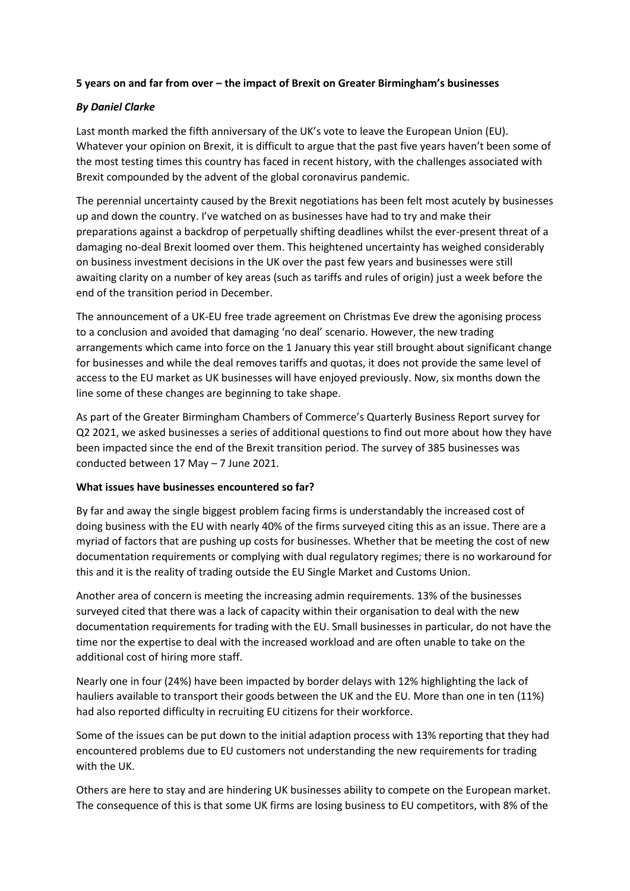**5 years on and far from over – the impact of Brexit on Greater Birmingham's businesses**

***By Daniel Clarke***

Last month marked the fifth anniversary of the UK's vote to leave the European Union (EU). Whatever your opinion on Brexit, it is difficult to argue that the past five years haven't been some of the most testing times this country has faced in recent history, with the challenges associated with Brexit compounded by the advent of the global coronavirus pandemic.

The perennial uncertainty caused by the Brexit negotiations has been felt most acutely by businesses up and down the country. I've watched on as businesses have had to try and make their preparations against a backdrop of perpetually shifting deadlines whilst the ever-present threat of a damaging no-deal Brexit loomed over them. This heightened uncertainty has weighed considerably on business investment decisions in the UK over the past few years and businesses were still awaiting clarity on a number of key areas (such as tariffs and rules of origin) just a week before the end of the transition period in December.

The announcement of a UK-EU free trade agreement on Christmas Eve drew the agonising process to a conclusion and avoided that damaging 'no deal' scenario. However, the new trading arrangements which came into force on the 1 January this year still brought about significant change for businesses and while the deal removes tariffs and quotas, it does not provide the same level of access to the EU market as UK businesses will have enjoyed previously. Now, six months down the line some of these changes are beginning to take shape.

As part of the Greater Birmingham Chambers of Commerce's Quarterly Business Report survey for Q2 2021, we asked businesses a series of additional questions to find out more about how they have been impacted since the end of the Brexit transition period. The survey of 385 businesses was conducted between 17 May – 7 June 2021.

**What issues have businesses encountered so far?**

By far and away the single biggest problem facing firms is understandably the increased cost of doing business with the EU with nearly 40% of the firms surveyed citing this as an issue. There are a myriad of factors that are pushing up costs for businesses. Whether that be meeting the cost of new documentation requirements or complying with dual regulatory regimes; there is no workaround for this and it is the reality of trading outside the EU Single Market and Customs Union.

Another area of concern is meeting the increasing admin requirements. 13% of the businesses surveyed cited that there was a lack of capacity within their organisation to deal with the new documentation requirements for trading with the EU. Small businesses in particular, do not have the time nor the expertise to deal with the increased workload and are often unable to take on the additional cost of hiring more staff.

Nearly one in four (24%) have been impacted by border delays with 12% highlighting the lack of hauliers available to transport their goods between the UK and the EU. More than one in ten (11%) had also reported difficulty in recruiting EU citizens for their workforce.

Some of the issues can be put down to the initial adaption process with 13% reporting that they had encountered problems due to EU customers not understanding the new requirements for trading with the UK.

Others are here to stay and are hindering UK businesses ability to compete on the European market. The consequence of this is that some UK firms are losing business to EU competitors, with 8% of the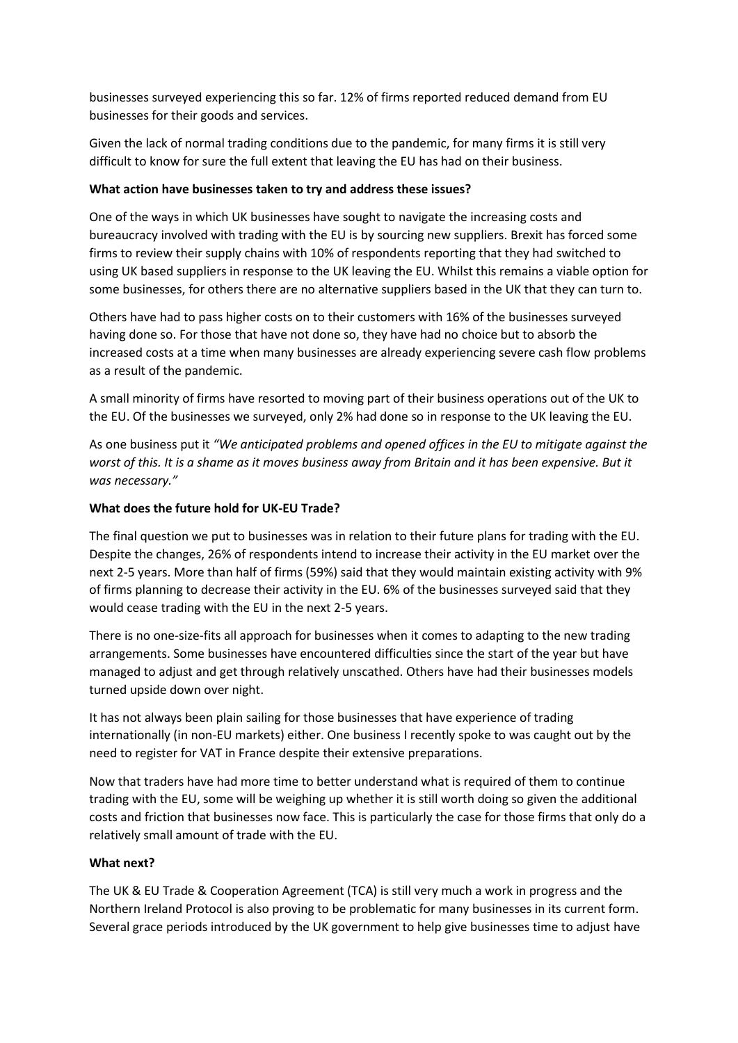businesses surveyed experiencing this so far. 12% of firms reported reduced demand from EU businesses for their goods and services.

Given the lack of normal trading conditions due to the pandemic, for many firms it is still very difficult to know for sure the full extent that leaving the EU has had on their business.

**What action have businesses taken to try and address these issues?**

One of the ways in which UK businesses have sought to navigate the increasing costs and bureaucracy involved with trading with the EU is by sourcing new suppliers. Brexit has forced some firms to review their supply chains with 10% of respondents reporting that they had switched to using UK based suppliers in response to the UK leaving the EU. Whilst this remains a viable option for some businesses, for others there are no alternative suppliers based in the UK that they can turn to.

Others have had to pass higher costs on to their customers with 16% of the businesses surveyed having done so. For those that have not done so, they have had no choice but to absorb the increased costs at a time when many businesses are already experiencing severe cash flow problems as a result of the pandemic.

A small minority of firms have resorted to moving part of their business operations out of the UK to the EU. Of the businesses we surveyed, only 2% had done so in response to the UK leaving the EU.

As one business put it *"We anticipated problems and opened offices in the EU to mitigate against the worst of this. It is a shame as it moves business away from Britain and it has been expensive. But it was necessary."*

**What does the future hold for UK-EU Trade?**

The final question we put to businesses was in relation to their future plans for trading with the EU. Despite the changes, 26% of respondents intend to increase their activity in the EU market over the next 2-5 years. More than half of firms (59%) said that they would maintain existing activity with 9% of firms planning to decrease their activity in the EU. 6% of the businesses surveyed said that they would cease trading with the EU in the next 2-5 years.

There is no one-size-fits all approach for businesses when it comes to adapting to the new trading arrangements. Some businesses have encountered difficulties since the start of the year but have managed to adjust and get through relatively unscathed. Others have had their businesses models turned upside down over night.

It has not always been plain sailing for those businesses that have experience of trading internationally (in non-EU markets) either. One business I recently spoke to was caught out by the need to register for VAT in France despite their extensive preparations.

Now that traders have had more time to better understand what is required of them to continue trading with the EU, some will be weighing up whether it is still worth doing so given the additional costs and friction that businesses now face. This is particularly the case for those firms that only do a relatively small amount of trade with the EU.

**What next?**

The UK & EU Trade & Cooperation Agreement (TCA) is still very much a work in progress and the Northern Ireland Protocol is also proving to be problematic for many businesses in its current form. Several grace periods introduced by the UK government to help give businesses time to adjust have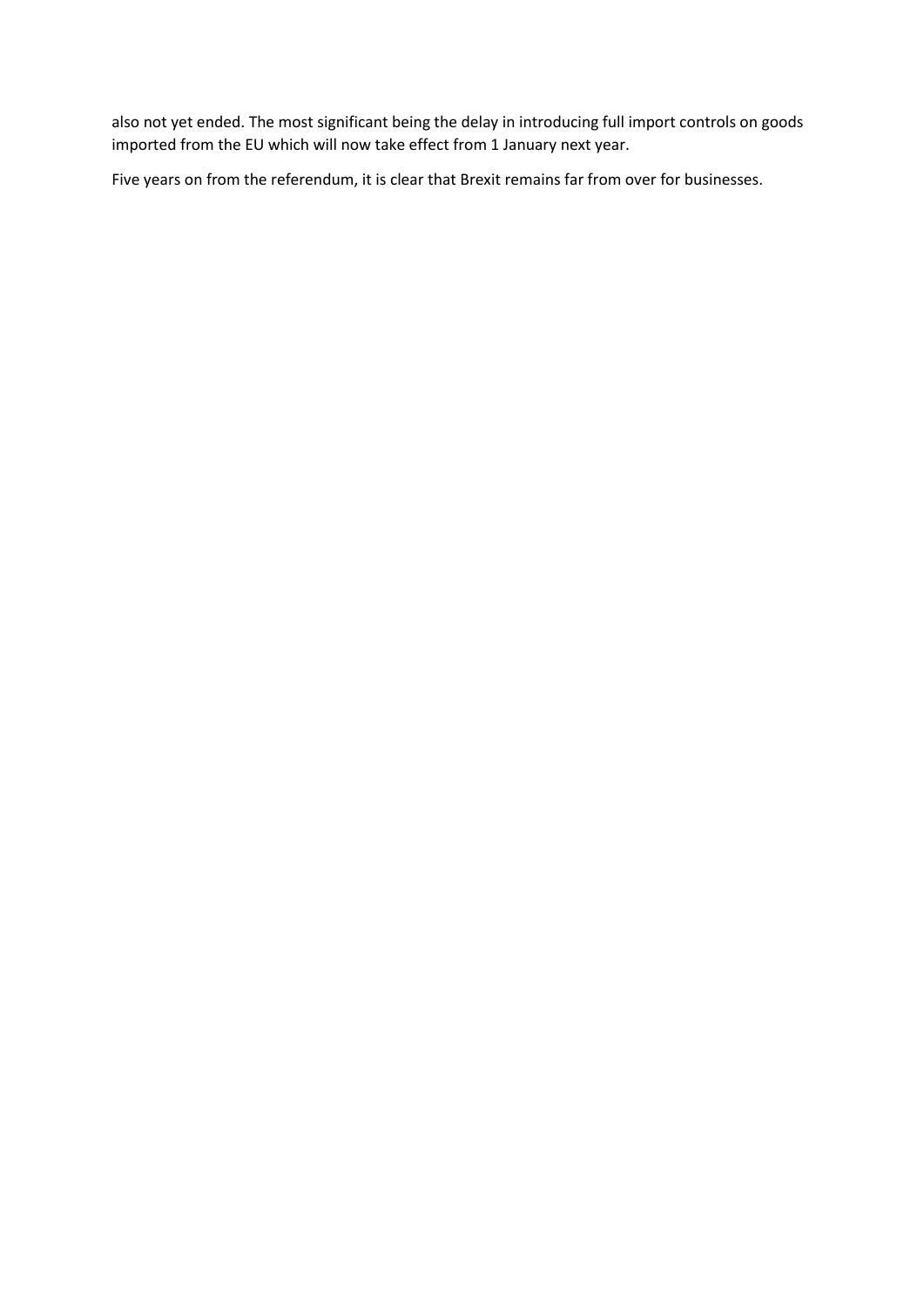also not yet ended. The most significant being the delay in introducing full import controls on goods imported from the EU which will now take effect from 1 January next year.

Five years on from the referendum, it is clear that Brexit remains far from over for businesses.